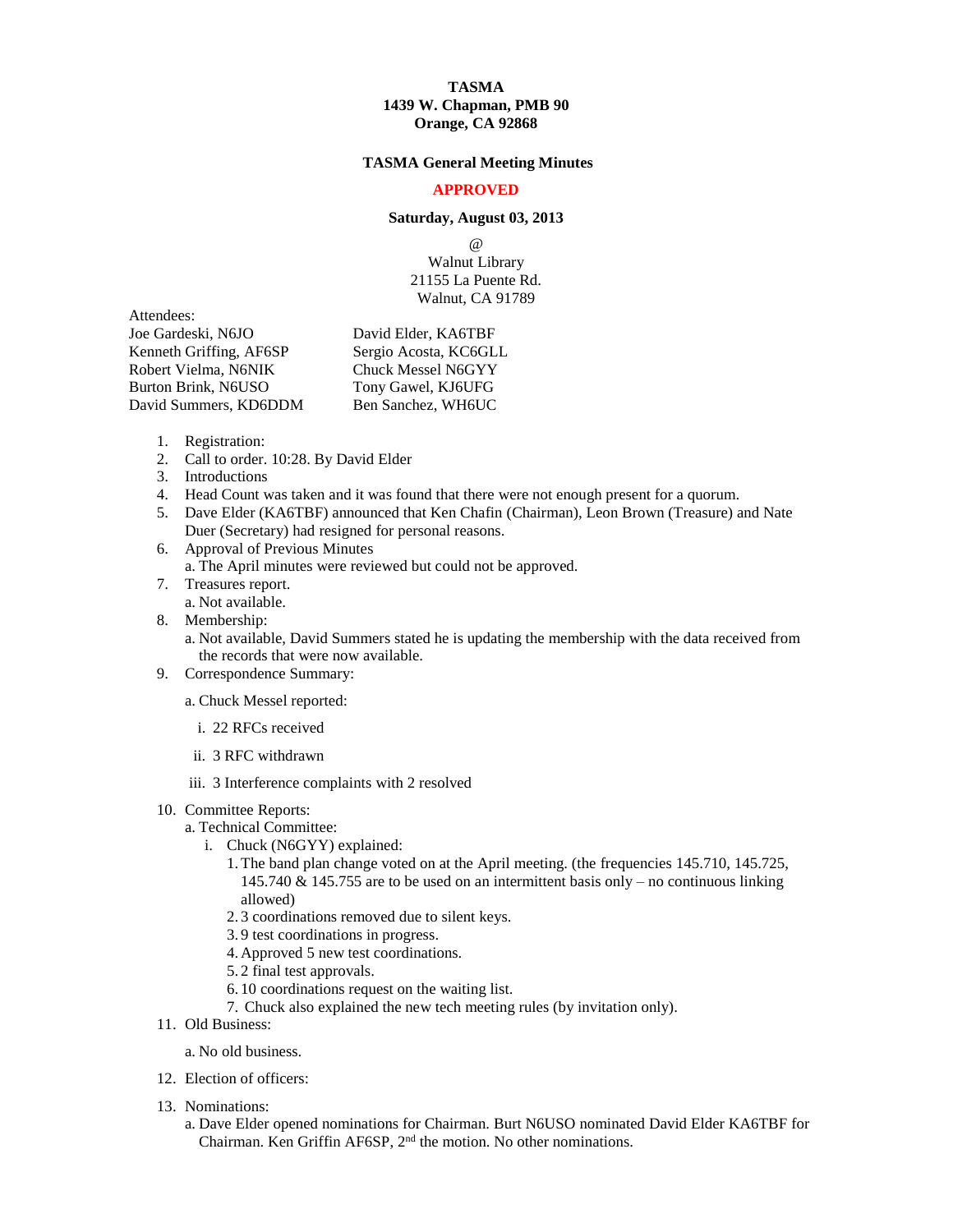**TASMA**
**1439 W. Chapman, PMB 90**
**Orange, CA 92868**

**TASMA General Meeting Minutes**

**APPROVED**

**Saturday, August 03, 2013**

@
Walnut Library
21155 La Puente Rd.
Walnut, CA 91789

Attendees:

| | |
|---|---|
| Joe Gardeski, N6JO | David Elder, KA6TBF |
| Kenneth Griffing, AF6SP | Sergio Acosta, KC6GLL |
| Robert Vielma, N6NIK | Chuck Messel N6GYY |
| Burton Brink, N6USO | Tony Gawel, KJ6UFG |
| David Summers, KD6DDM | Ben Sanchez, WH6UC |

1. Registration:
2. Call to order. 10:28. By David Elder
3. Introductions
4. Head Count was taken and it was found that there were not enough present for a quorum.
5. Dave Elder (KA6TBF) announced that Ken Chafin (Chairman), Leon Brown (Treasure) and Nate Duer (Secretary) had resigned for personal reasons.
6. Approval of Previous Minutes
   a. The April minutes were reviewed but could not be approved.
7. Treasures report.
   a. Not available.
8. Membership:
   a. Not available, David Summers stated he is updating the membership with the data received from the records that were now available.
9. Correspondence Summary:
   a. Chuck Messel reported:
      i. 22 RFCs received
      ii. 3 RFC withdrawn
      iii. 3 Interference complaints with 2 resolved
10. Committee Reports:
    a. Technical Committee:
       i. Chuck (N6GYY) explained:
          1. The band plan change voted on at the April meeting. (the frequencies 145.710, 145.725, 145.740 & 145.755 are to be used on an intermittent basis only – no continuous linking allowed)
          2. 3 coordinations removed due to silent keys.
          3. 9 test coordinations in progress.
          4. Approved 5 new test coordinations.
          5. 2 final test approvals.
          6. 10 coordinations request on the waiting list.
          7. Chuck also explained the new tech meeting rules (by invitation only).
11. Old Business:
    a. No old business.
12. Election of officers:
13. Nominations:
    a. Dave Elder opened nominations for Chairman. Burt N6USO nominated David Elder KA6TBF for Chairman. Ken Griffin AF6SP, 2nd the motion. No other nominations.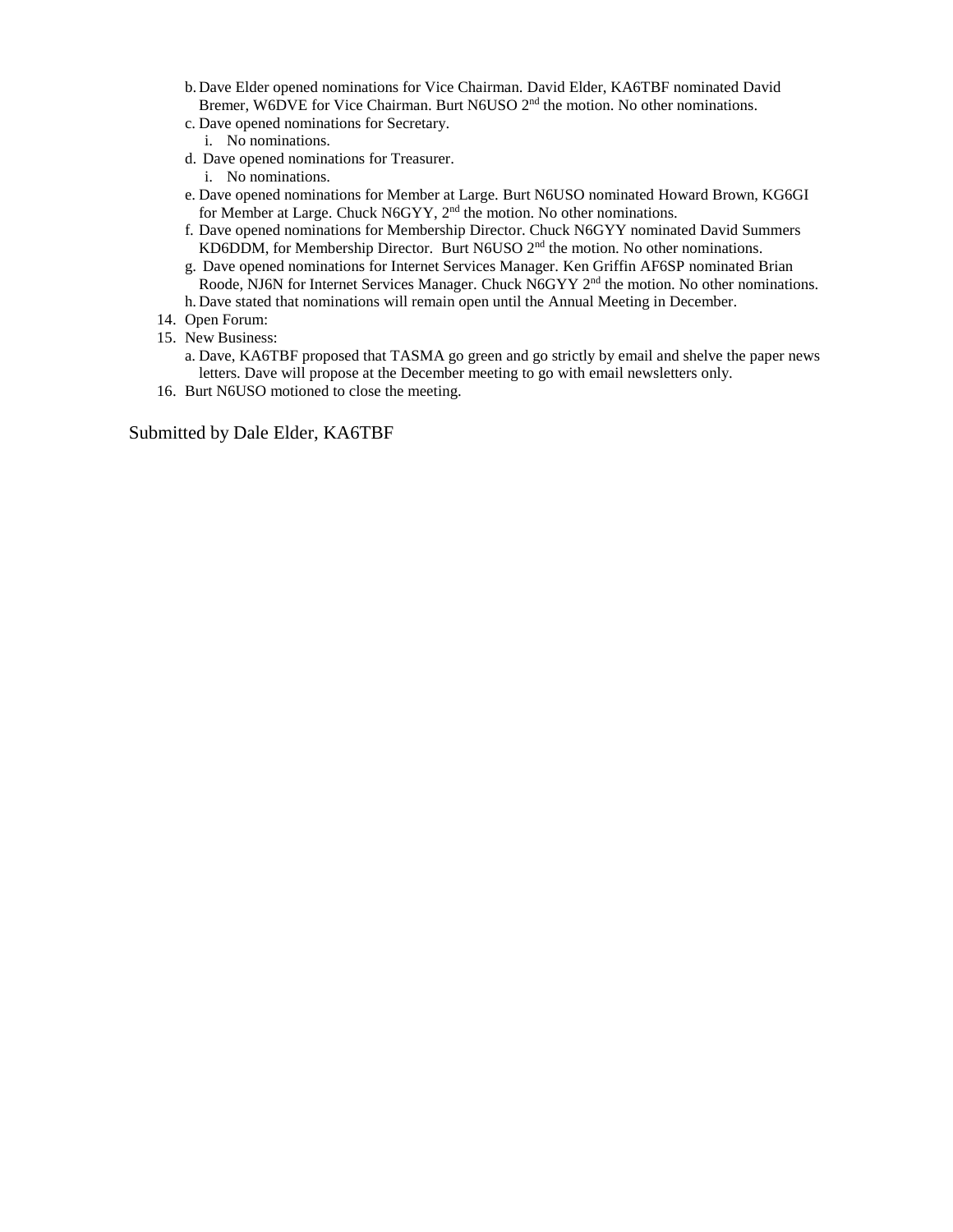b. Dave Elder opened nominations for Vice Chairman. David Elder, KA6TBF nominated David Bremer, W6DVE for Vice Chairman. Burt N6USO 2nd the motion. No other nominations.

c. Dave opened nominations for Secretary.

   i. No nominations.

d. Dave opened nominations for Treasurer.

   i. No nominations.

e. Dave opened nominations for Member at Large. Burt N6USO nominated Howard Brown, KG6GI for Member at Large. Chuck N6GYY, 2nd the motion. No other nominations.

f. Dave opened nominations for Membership Director. Chuck N6GYY nominated David Summers KD6DDM, for Membership Director. Burt N6USO 2nd the motion. No other nominations.

g. Dave opened nominations for Internet Services Manager. Ken Griffin AF6SP nominated Brian Roode, NJ6N for Internet Services Manager. Chuck N6GYY 2nd the motion. No other nominations.

h. Dave stated that nominations will remain open until the Annual Meeting in December.

14. Open Forum:
15. New Business:

    a. Dave, KA6TBF proposed that TASMA go green and go strictly by email and shelve the paper news letters. Dave will propose at the December meeting to go with email newsletters only.

16. Burt N6USO motioned to close the meeting.

Submitted by Dale Elder, KA6TBF